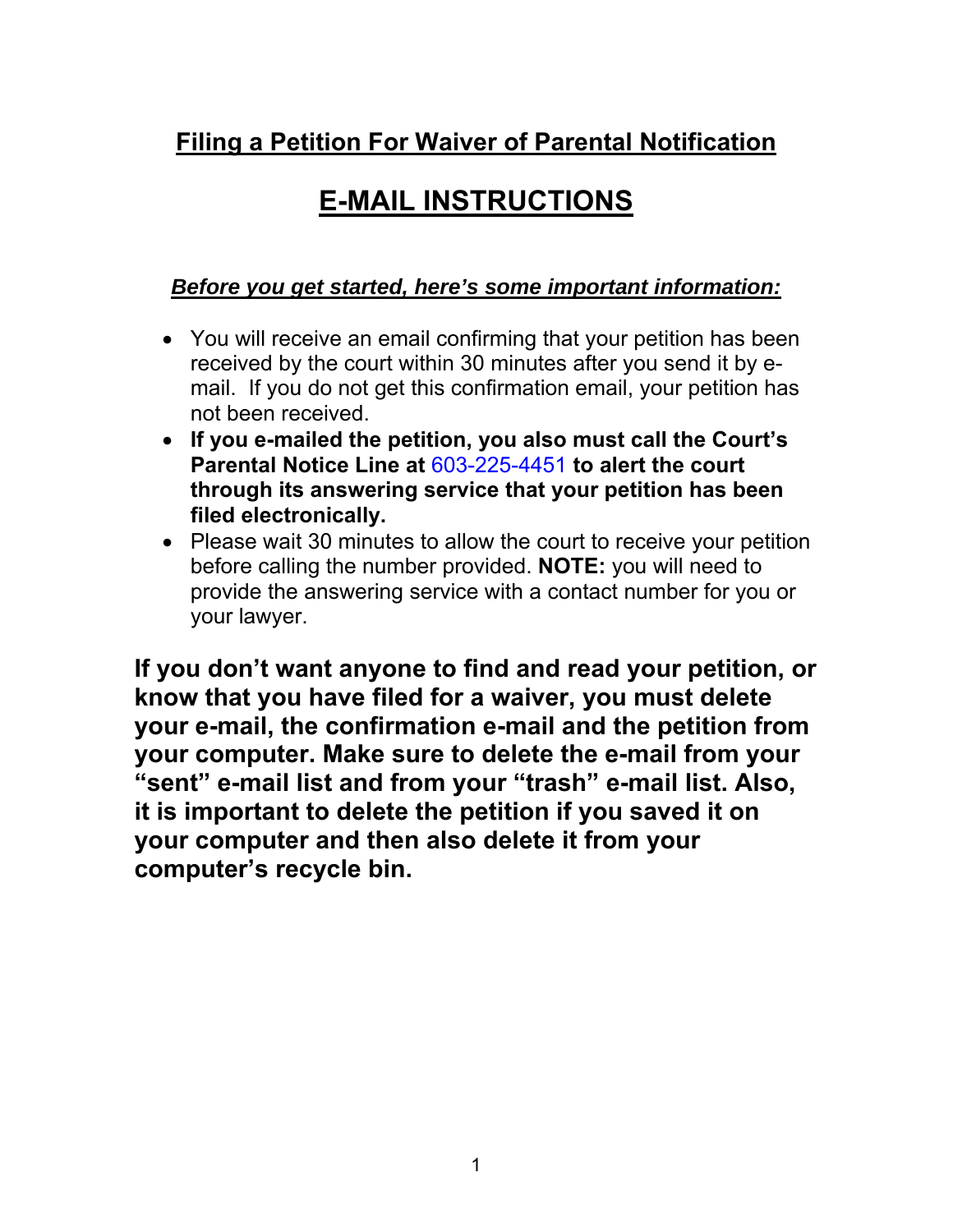# Filing a Petition For Waiver of Parental Notification

# E-MAIL INSTRUCTIONS

***Before you get started, here's some important information:***

- You will receive an email confirming that your petition has been received by the court within 30 minutes after you send it by e-mail. If you do not get this confirmation email, your petition has not been received.
- **If you e-mailed the petition, you also must call the Court's Parental Notice Line at** 603-225-4451 **to alert the court through its answering service that your petition has been filed electronically.**
- Please wait 30 minutes to allow the court to receive your petition before calling the number provided. **NOTE:** you will need to provide the answering service with a contact number for you or your lawyer.

**If you don't want anyone to find and read your petition, or know that you have filed for a waiver, you must delete your e-mail, the confirmation e-mail and the petition from your computer. Make sure to delete the e-mail from your "sent" e-mail list and from your "trash" e-mail list. Also, it is important to delete the petition if you saved it on your computer and then also delete it from your computer's recycle bin.**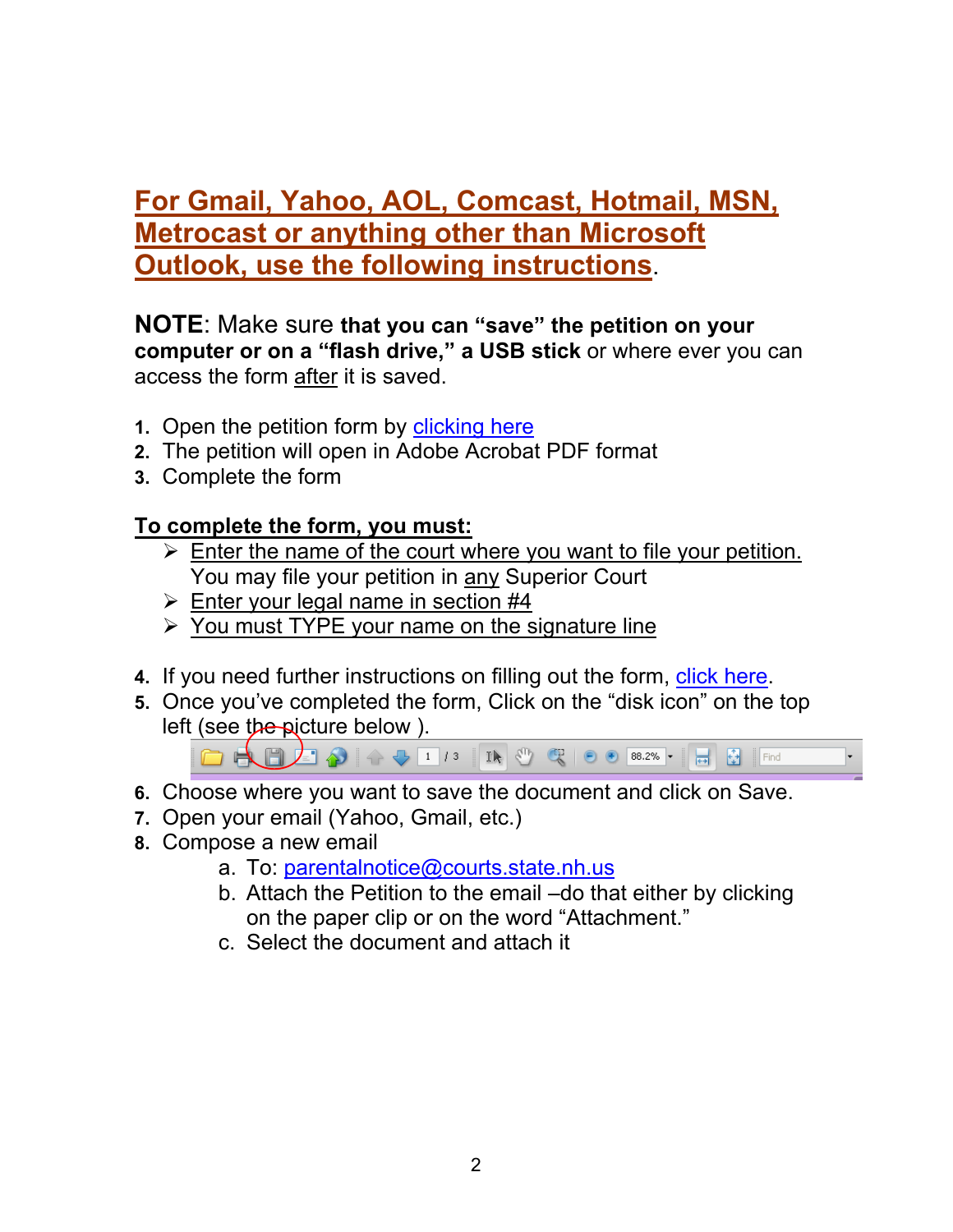## For Gmail, Yahoo, AOL, Comcast, Hotmail, MSN, Metrocast or anything other than Microsoft Outlook, use the following instructions.

**NOTE**: Make sure **that you can "save" the petition on your computer or on a "flash drive," a USB stick** or where ever you can access the form after it is saved.

1. Open the petition form by clicking here
2. The petition will open in Adobe Acrobat PDF format
3. Complete the form

**To complete the form, you must:**

- Enter the name of the court where you want to file your petition. You may file your petition in any Superior Court
- Enter your legal name in section #4
- You must TYPE your name on the signature line

4. If you need further instructions on filling out the form, click here.
5. Once you've completed the form, Click on the "disk icon" on the top left (see the picture below ).
6. Choose where you want to save the document and click on Save.
7. Open your email (Yahoo, Gmail, etc.)
8. Compose a new email
   a. To: parentalnotice@courts.state.nh.us
   b. Attach the Petition to the email –do that either by clicking on the paper clip or on the word "Attachment."
   c. Select the document and attach it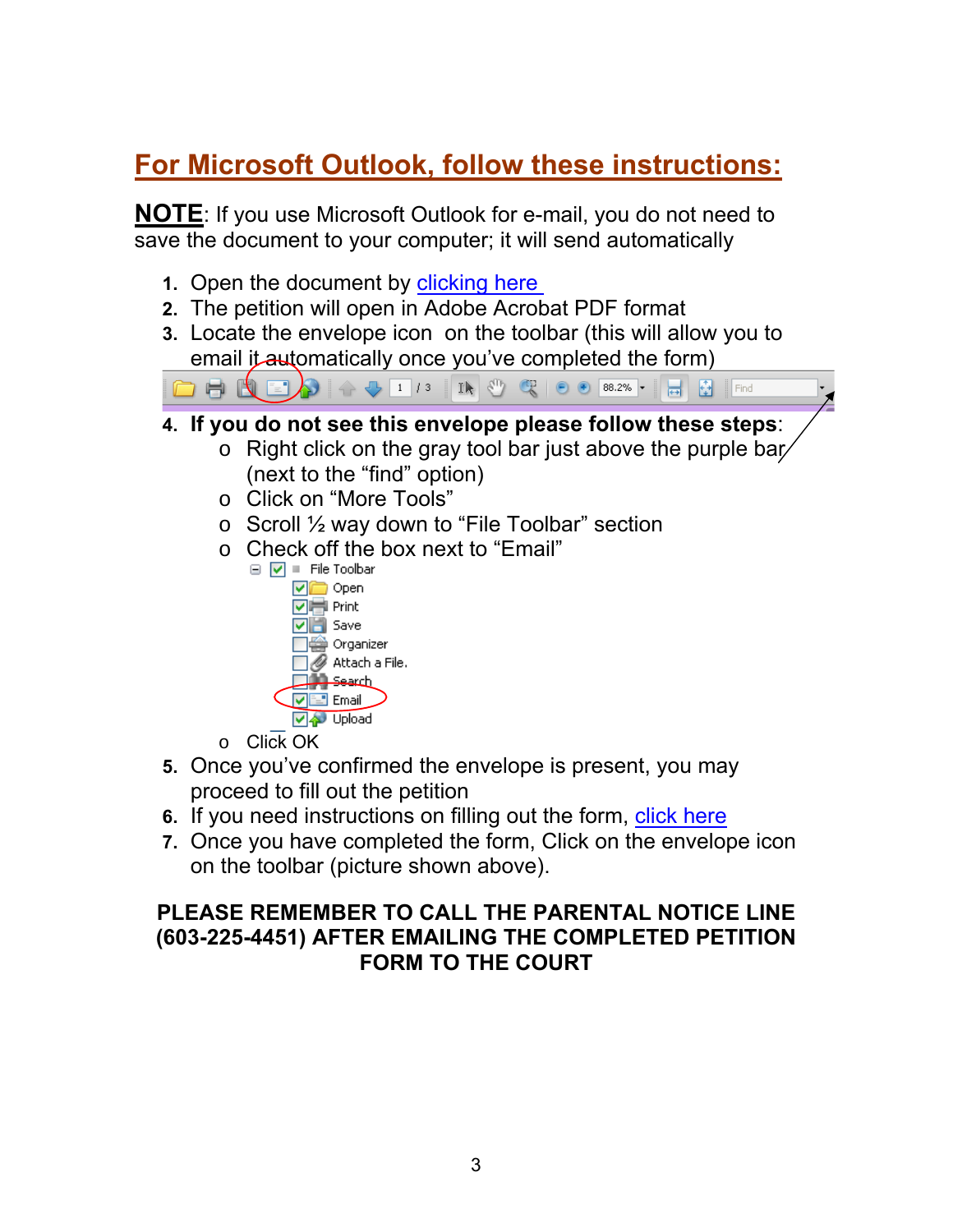## For Microsoft Outlook, follow these instructions:

**NOTE**: If you use Microsoft Outlook for e-mail, you do not need to save the document to your computer; it will send automatically

1. Open the document by clicking here
2. The petition will open in Adobe Acrobat PDF format
3. Locate the envelope icon on the toolbar (this will allow you to email it automatically once you've completed the form)
4. **If you do not see this envelope please follow these steps**:
   - Right click on the gray tool bar just above the purple bar (next to the "find" option)
   - Click on "More Tools"
   - Scroll ½ way down to "File Toolbar" section
   - Check off the box next to "Email"
   - Click OK
5. Once you've confirmed the envelope is present, you may proceed to fill out the petition
6. If you need instructions on filling out the form, click here
7. Once you have completed the form, Click on the envelope icon on the toolbar (picture shown above).

**PLEASE REMEMBER TO CALL THE PARENTAL NOTICE LINE (603-225-4451) AFTER EMAILING THE COMPLETED PETITION FORM TO THE COURT**